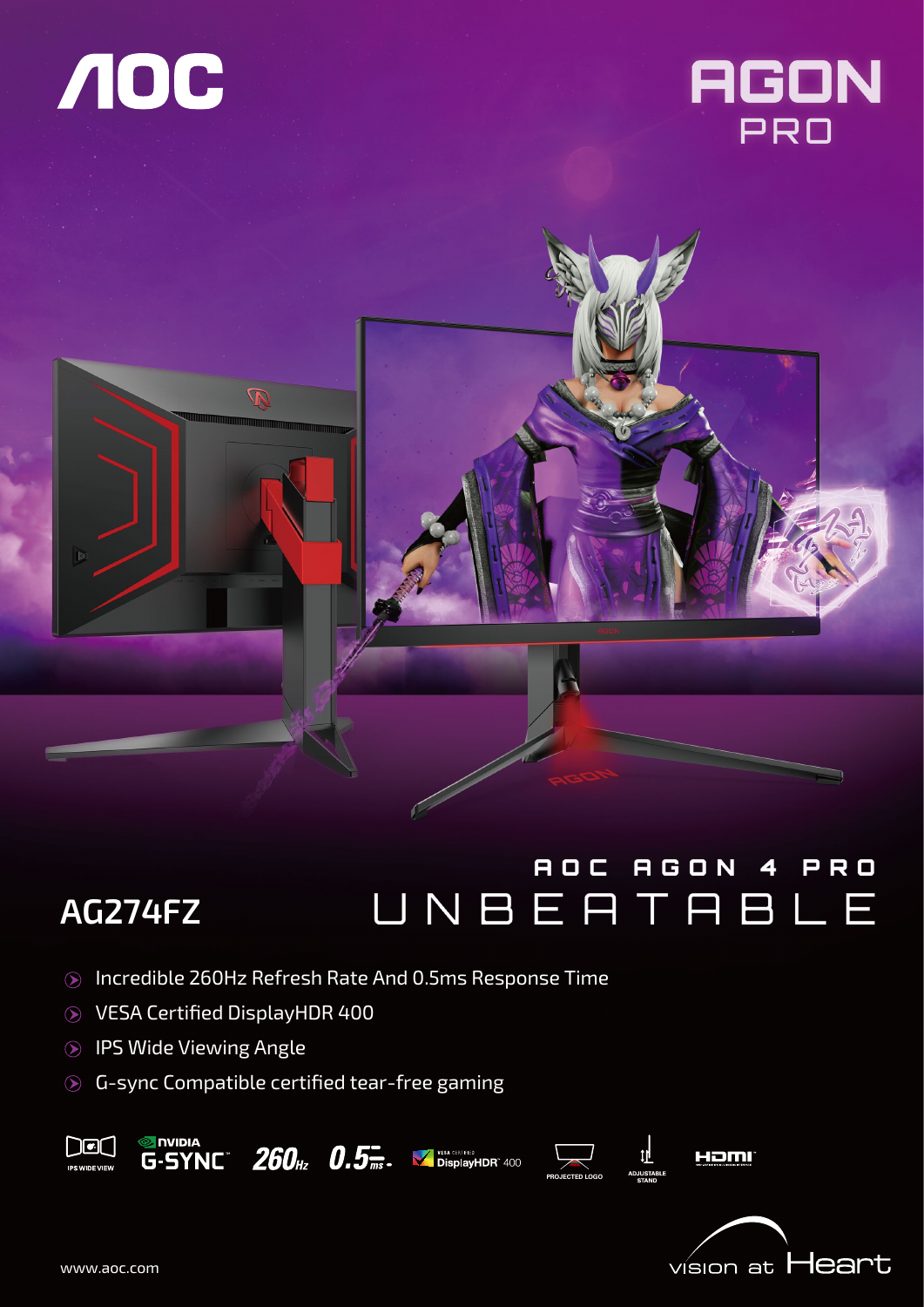AOC

AGON PRO

# AOC AGON 4 PRO
## UNBEATABLE

## AG274FZ

- Incredible 260Hz Refresh Rate And 0.5ms Response Time
- VESA Certified DisplayHDR 400
- IPS Wide Viewing Angle
- G-sync Compatible certified tear-free gaming

IPS WIDE VIEW | NVIDIA G-SYNC | 260Hz | 0.5ms | VESA CERTIFIED DisplayHDR 400 | PROJECTED LOGO | ADJUSTABLE STAND | HDMI

www.aoc.com

vision at Heart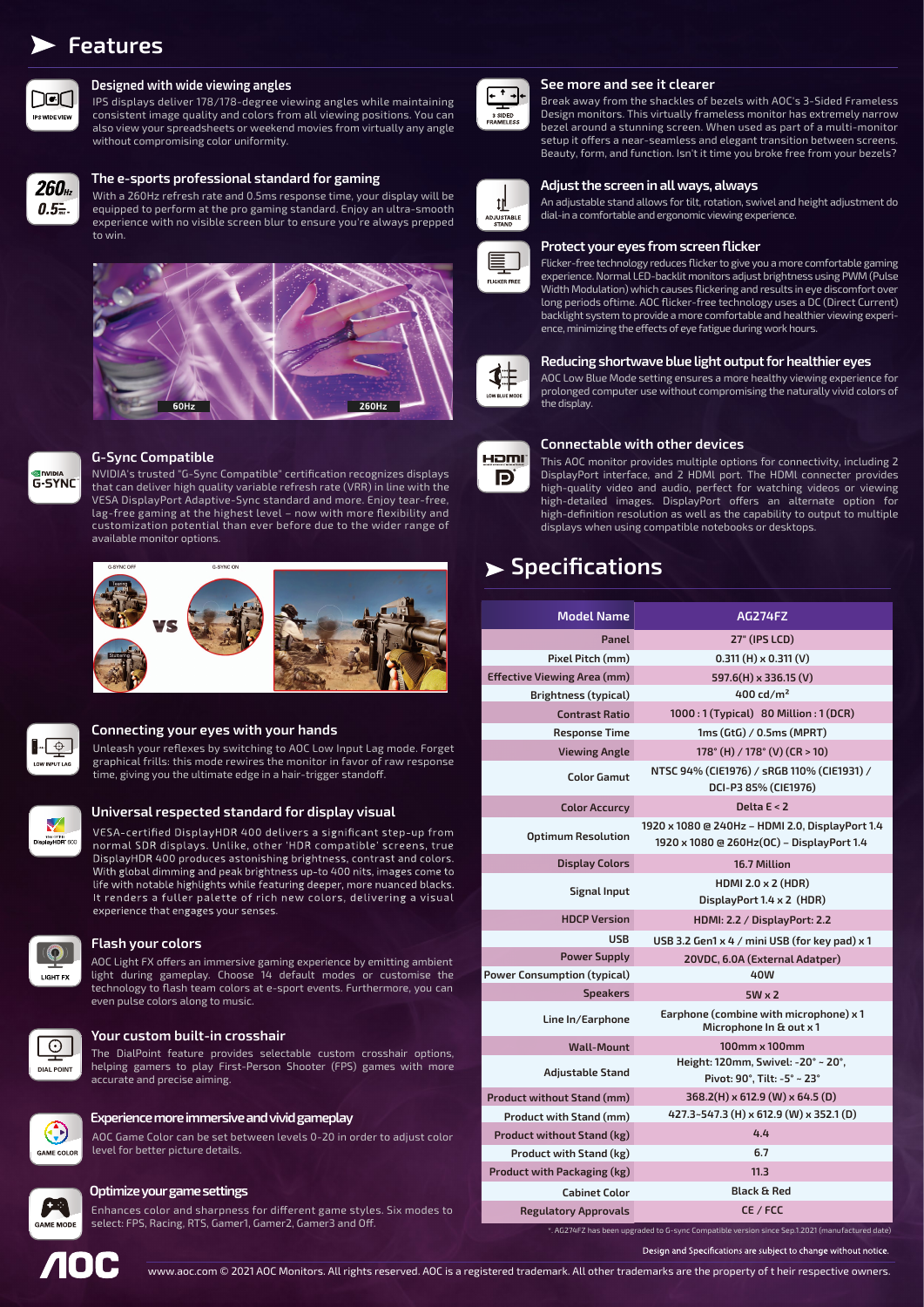# Features

### Designed with wide viewing angles

IPS displays deliver 178/178-degree viewing angles while maintaining consistent image quality and colors from all viewing positions. You can also view your spreadsheets or weekend movies from virtually any angle without compromising color uniformity.

### The e-sports professional standard for gaming

With a 260Hz refresh rate and 0.5ms response time, your display will be equipped to perform at the pro gaming standard. Enjoy an ultra-smooth experience with no visible screen blur to ensure you're always prepped to win.

60Hz

260Hz

### G-Sync Compatible

NVIDIA's trusted "G-Sync Compatible" certification recognizes displays that can deliver high quality variable refresh rate (VRR) in line with the VESA DisplayPort Adaptive-Sync standard and more. Enjoy tear-free, lag-free gaming at the highest level – now with more flexibility and customization potential than ever before due to the wider range of available monitor options.

G-SYNC OFF

G-SYNC ON

### Connecting your eyes with your hands

Unleash your reflexes by switching to AOC Low Input Lag mode. Forget graphical frills: this mode rewires the monitor in favor of raw response time, giving you the ultimate edge in a hair-trigger standoff.

### Universal respected standard for display visual

VESA-certified DisplayHDR 400 delivers a significant step-up from normal SDR displays. Unlike, other 'HDR compatible' screens, true DisplayHDR 400 produces astonishing brightness, contrast and colors. With global dimming and peak brightness up-to 400 nits, images come to life with notable highlights while featuring deeper, more nuanced blacks. It renders a fuller palette of rich new colors, delivering a visual experience that engages your senses.

### Flash your colors

AOC Light FX offers an immersive gaming experience by emitting ambient light during gameplay. Choose 14 default modes or customise the technology to flash team colors at e-sport events. Furthermore, you can even pulse colors along to music.

### Your custom built-in crosshair

The DialPoint feature provides selectable custom crosshair options, helping gamers to play First-Person Shooter (FPS) games with more accurate and precise aiming.

### Experience more immersive and vivid gameplay

AOC Game Color can be set between levels 0-20 in order to adjust color level for better picture details.

### Optimize your game settings

Enhances color and sharpness for different game styles. Six modes to select: FPS, Racing, RTS, Gamer1, Gamer2, Gamer3 and Off.

### See more and see it clearer

Break away from the shackles of bezels with AOC's 3-Sided Frameless Design monitors. This virtually frameless monitor has extremely narrow bezel around a stunning screen. When used as part of a multi-monitor setup it offers a near-seamless and elegant transition between screens. Beauty, form, and function. Isn't it time you broke free from your bezels?

### Adjust the screen in all ways, always

An adjustable stand allows for tilt, rotation, swivel and height adjustment do dial-in a comfortable and ergonomic viewing experience.

### Protect your eyes from screen flicker

Flicker-free technology reduces flicker to give you a more comfortable gaming experience. Normal LED-backlit monitors adjust brightness using PWM (Pulse Width Modulation) which causes flickering and results in eye discomfort over long periods oftime. AOC flicker-free technology uses a DC (Direct Current) backlight system to provide a more comfortable and healthier viewing experience, minimizing the effects of eye fatigue during work hours.

### Reducing shortwave blue light output for healthier eyes

AOC Low Blue Mode setting ensures a more healthy viewing experience for prolonged computer use without compromising the naturally vivid colors of the display.

### Connectable with other devices

This AOC monitor provides multiple options for connectivity, including 2 DisplayPort interface, and 2 HDMI port. The HDMI connecter provides high-quality video and audio, perfect for watching videos or viewing high-detailed images. DisplayPort offers an alternate option for high-definition resolution as well as the capability to output to multiple displays when using compatible notebooks or desktops.

# Specifications

| Model Name | AG274FZ |
|---|---|
| Panel | 27" (IPS LCD) |
| Pixel Pitch (mm) | 0.311 (H) x 0.311 (V) |
| Effective Viewing Area (mm) | 597.6(H) x 336.15 (V) |
| Brightness (typical) | 400 cd/m² |
| Contrast Ratio | 1000 : 1 (Typical) 80 Million : 1 (DCR) |
| Response Time | 1ms (GtG) / 0.5ms (MPRT) |
| Viewing Angle | 178° (H) / 178° (V) (CR > 10) |
| Color Gamut | NTSC 94% (CIE1976) / sRGB 110% (CIE1931) / DCI-P3 85% (CIE1976) |
| Color Accuracy | Delta E < 2 |
| Optimum Resolution | 1920 x 1080 @ 240Hz – HDMI 2.0, DisplayPort 1.4<br>1920 x 1080 @ 260Hz(OC) – DisplayPort 1.4 |
| Display Colors | 16.7 Million |
| Signal Input | HDMI 2.0 x 2 (HDR)<br>DisplayPort 1.4 x 2 (HDR) |
| HDCP Version | HDMI: 2.2 / DisplayPort: 2.2 |
| USB | USB 3.2 Gen1 x 4 / mini USB (for key pad) x 1 |
| Power Supply | 20VDC, 6.0A (External Adatper) |
| Power Consumption (typical) | 40W |
| Speakers | 5W x 2 |
| Line In/Earphone | Earphone (combine with microphone) x 1<br>Microphone In & out x 1 |
| Wall-Mount | 100mm x 100mm |
| Adjustable Stand | Height: 120mm, Swivel: -20° ~ 20°,<br>Pivot: 90°, Tilt: -5° ~ 23° |
| Product without Stand (mm) | 368.2(H) x 612.9 (W) x 64.5 (D) |
| Product with Stand (mm) | 427.3-547.3 (H) x 612.9 (W) x 352.1 (D) |
| Product without Stand (kg) | 4.4 |
| Product with Stand (kg) | 6.7 |
| Product with Packaging (kg) | 11.3 |
| Cabinet Color | Black & Red |
| Regulatory Approvals | CE / FCC |

*. AG274FZ has been upgraded to G-sync Compatible version since Sep.1.2021 (manufactured date)

Design and Specifications are subject to change without notice.

www.aoc.com © 2021 AOC Monitors. All rights reserved. AOC is a registered trademark. All other trademarks are the property of t heir respective owners.